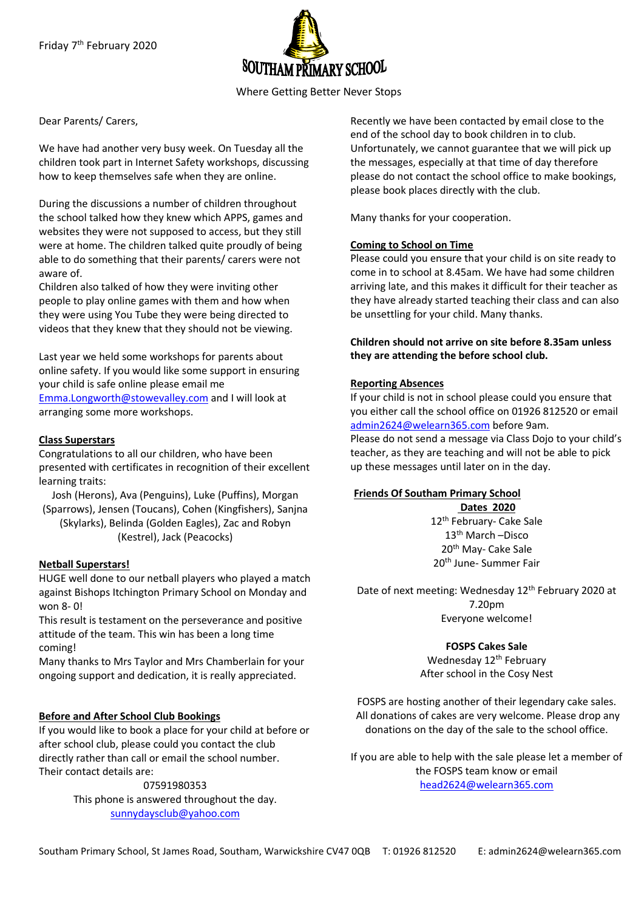Friday 7th February 2020

# SOUTHAM PRIMARY SCHOOL

Where Getting Better Never Stops

Dear Parents/ Carers,

We have had another very busy week. On Tuesday all the children took part in Internet Safety workshops, discussing how to keep themselves safe when they are online.

During the discussions a number of children throughout the school talked how they knew which APPS, games and websites they were not supposed to access, but they still were at home. The children talked quite proudly of being able to do something that their parents/ carers were not aware of.

Children also talked of how they were inviting other people to play online games with them and how when they were using You Tube they were being directed to videos that they knew that they should not be viewing.

Last year we held some workshops for parents about online safety. If you would like some support in ensuring your child is safe online please email me Emma.Longworth@stowevalley.com and I will look at arranging some more workshops.

## Class Superstars

Congratulations to all our children, who have been presented with certificates in recognition of their excellent learning traits:

Josh (Herons), Ava (Penguins), Luke (Puffins), Morgan (Sparrows), Jensen (Toucans), Cohen (Kingfishers), Sanjna (Skylarks), Belinda (Golden Eagles), Zac and Robyn (Kestrel), Jack (Peacocks)

## Netball Superstars!

HUGE well done to our netball players who played a match against Bishops Itchington Primary School on Monday and won 8- 0!

This result is testament on the perseverance and positive attitude of the team. This win has been a long time coming!

Many thanks to Mrs Taylor and Mrs Chamberlain for your ongoing support and dedication, it is really appreciated.

## Before and After School Club Bookings

If you would like to book a place for your child at before or after school club, please could you contact the club directly rather than call or email the school number. Their contact details are:

07591980353

This phone is answered throughout the day.

sunnydaysclub@yahoo.com

Recently we have been contacted by email close to the end of the school day to book children in to club. Unfortunately, we cannot guarantee that we will pick up the messages, especially at that time of day therefore please do not contact the school office to make bookings, please book places directly with the club.

Many thanks for your cooperation.

## Coming to School on Time

Please could you ensure that your child is on site ready to come in to school at 8.45am. We have had some children arriving late, and this makes it difficult for their teacher as they have already started teaching their class and can also be unsettling for your child. Many thanks.

**Children should not arrive on site before 8.35am unless they are attending the before school club.**

## Reporting Absences

If your child is not in school please could you ensure that you either call the school office on 01926 812520 or email admin2624@welearn365.com before 9am.

Please do not send a message via Class Dojo to your child's teacher, as they are teaching and will not be able to pick up these messages until later on in the day.

## Friends Of Southam Primary School

### Dates 2020

12th February- Cake Sale
13th March –Disco
20th May- Cake Sale
20th June- Summer Fair

Date of next meeting: Wednesday 12th February 2020 at 7.20pm
Everyone welcome!

**FOSPS Cakes Sale**

Wednesday 12th February
After school in the Cosy Nest

FOSPS are hosting another of their legendary cake sales. All donations of cakes are very welcome. Please drop any donations on the day of the sale to the school office.

If you are able to help with the sale please let a member of the FOSPS team know or email head2624@welearn365.com

Southam Primary School, St James Road, Southam, Warwickshire CV47 0QB T: 01926 812520 E: admin2624@welearn365.com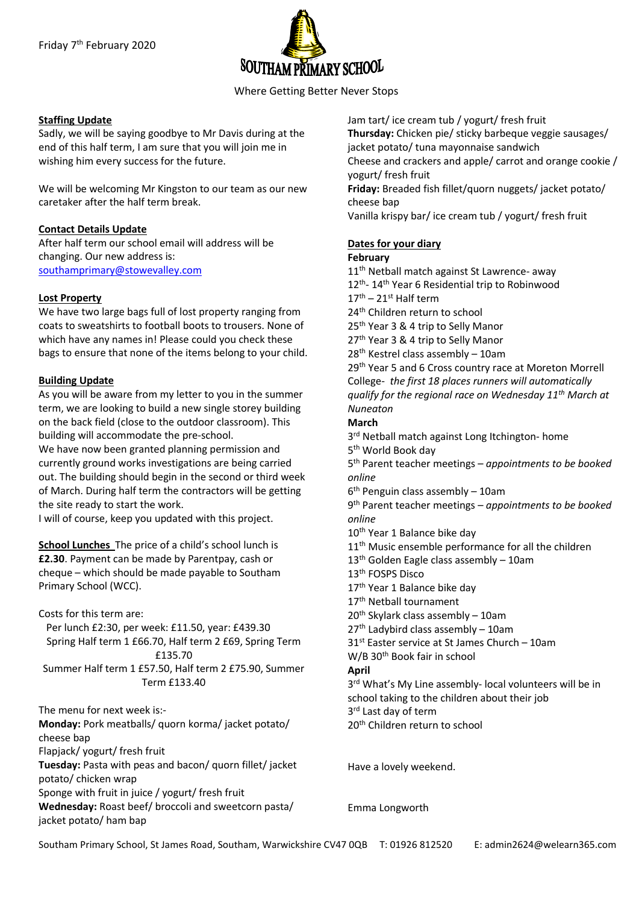Friday 7th February 2020

# SOUTHAM PRIMARY SCHOOL

Where Getting Better Never Stops

**Staffing Update**

Sadly, we will be saying goodbye to Mr Davis during at the end of this half term, I am sure that you will join me in wishing him every success for the future.

We will be welcoming Mr Kingston to our team as our new caretaker after the half term break.

**Contact Details Update**

After half term our school email will address will be changing. Our new address is: southamprimary@stowevalley.com

**Lost Property**

We have two large bags full of lost property ranging from coats to sweatshirts to football boots to trousers. None of which have any names in! Please could you check these bags to ensure that none of the items belong to your child.

**Building Update**

As you will be aware from my letter to you in the summer term, we are looking to build a new single storey building on the back field (close to the outdoor classroom). This building will accommodate the pre-school.

We have now been granted planning permission and currently ground works investigations are being carried out. The building should begin in the second or third week of March. During half term the contractors will be getting the site ready to start the work.

I will of course, keep you updated with this project.

**School Lunches** The price of a child's school lunch is **£2.30**. Payment can be made by Parentpay, cash or cheque – which should be made payable to Southam Primary School (WCC).

Costs for this term are:

Per lunch £2:30, per week: £11.50, year: £439.30

Spring Half term 1 £66.70, Half term 2 £69, Spring Term £135.70

Summer Half term 1 £57.50, Half term 2 £75.90, Summer Term £133.40

The menu for next week is:-

**Monday:** Pork meatballs/ quorn korma/ jacket potato/ cheese bap
Flapjack/ yogurt/ fresh fruit

**Tuesday:** Pasta with peas and bacon/ quorn fillet/ jacket potato/ chicken wrap
Sponge with fruit in juice / yogurt/ fresh fruit

**Wednesday:** Roast beef/ broccoli and sweetcorn pasta/ jacket potato/ ham bap
Jam tart/ ice cream tub / yogurt/ fresh fruit

**Thursday:** Chicken pie/ sticky barbeque veggie sausages/ jacket potato/ tuna mayonnaise sandwich
Cheese and crackers and apple/ carrot and orange cookie / yogurt/ fresh fruit

**Friday:** Breaded fish fillet/quorn nuggets/ jacket potato/ cheese bap
Vanilla krispy bar/ ice cream tub / yogurt/ fresh fruit

**Dates for your diary**

**February**

11th Netball match against St Lawrence- away
12th- 14th Year 6 Residential trip to Robinwood
17th – 21st Half term
24th Children return to school
25th Year 3 & 4 trip to Selly Manor
27th Year 3 & 4 trip to Selly Manor
28th Kestrel class assembly – 10am
29th Year 5 and 6 Cross country race at Moreton Morrell College- *the first 18 places runners will automatically qualify for the regional race on Wednesday 11th March at Nuneaton*

**March**

3rd Netball match against Long Itchington- home
5th World Book day
5th Parent teacher meetings – *appointments to be booked online*
6th Penguin class assembly – 10am
9th Parent teacher meetings – *appointments to be booked online*
10th Year 1 Balance bike day
11th Music ensemble performance for all the children
13th Golden Eagle class assembly – 10am
13th FOSPS Disco
17th Year 1 Balance bike day
17th Netball tournament
20th Skylark class assembly – 10am
27th Ladybird class assembly – 10am
31st Easter service at St James Church – 10am
W/B 30th Book fair in school

**April**

3rd What's My Line assembly- local volunteers will be in school taking to the children about their job
3rd Last day of term
20th Children return to school

Have a lovely weekend.

Emma Longworth

Southam Primary School, St James Road, Southam, Warwickshire CV47 0QB T: 01926 812520 E: admin2624@welearn365.com